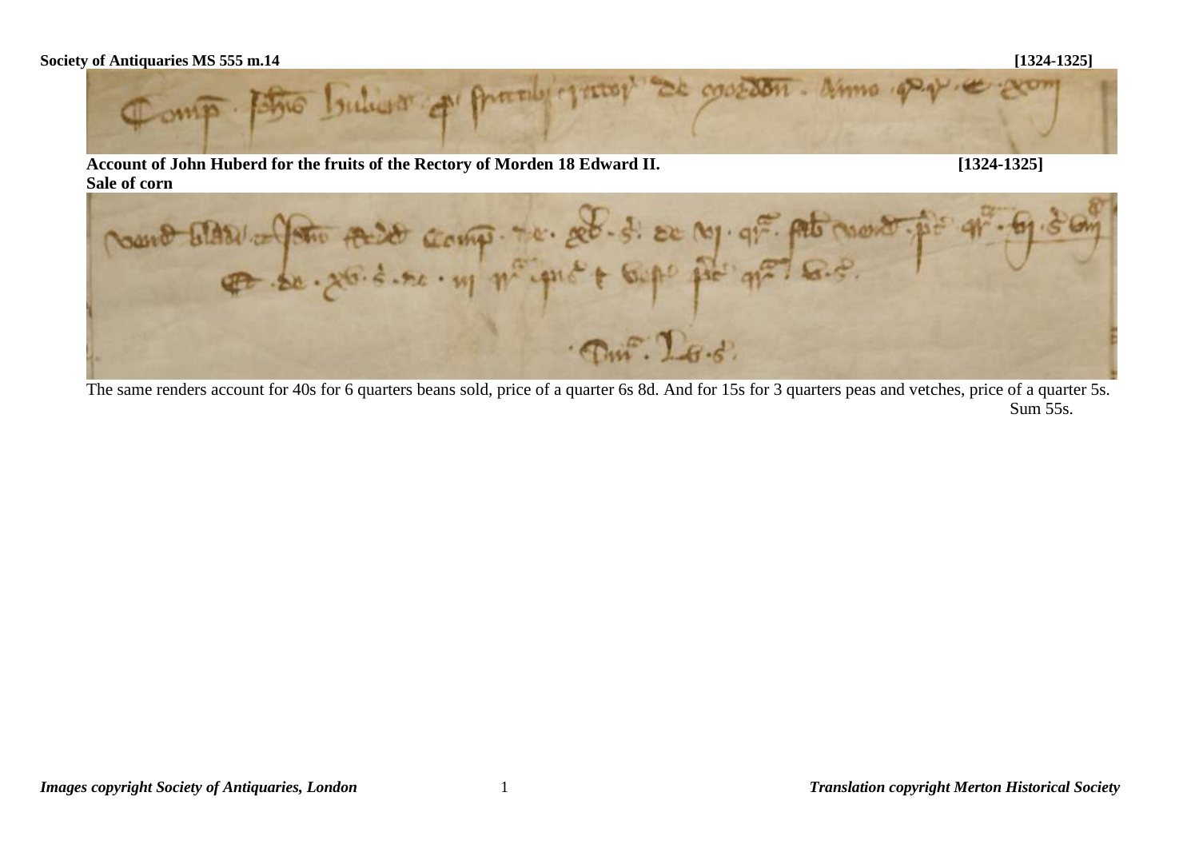**Society of Antiquaries MS 555 m.14** **[1324-1325]**

**Account of John Huberd for the fruits of the Rectory of Morden 18 Edward II.** **[1324-1325]**

**Sale of corn**

The same renders account for 40s for 6 quarters beans sold, price of a quarter 6s 8d. And for 15s for 3 quarters peas and vetches, price of a quarter 5s.

Sum 55s.

*Images copyright Society of Antiquaries, London* *Translation copyright Merton Historical Society*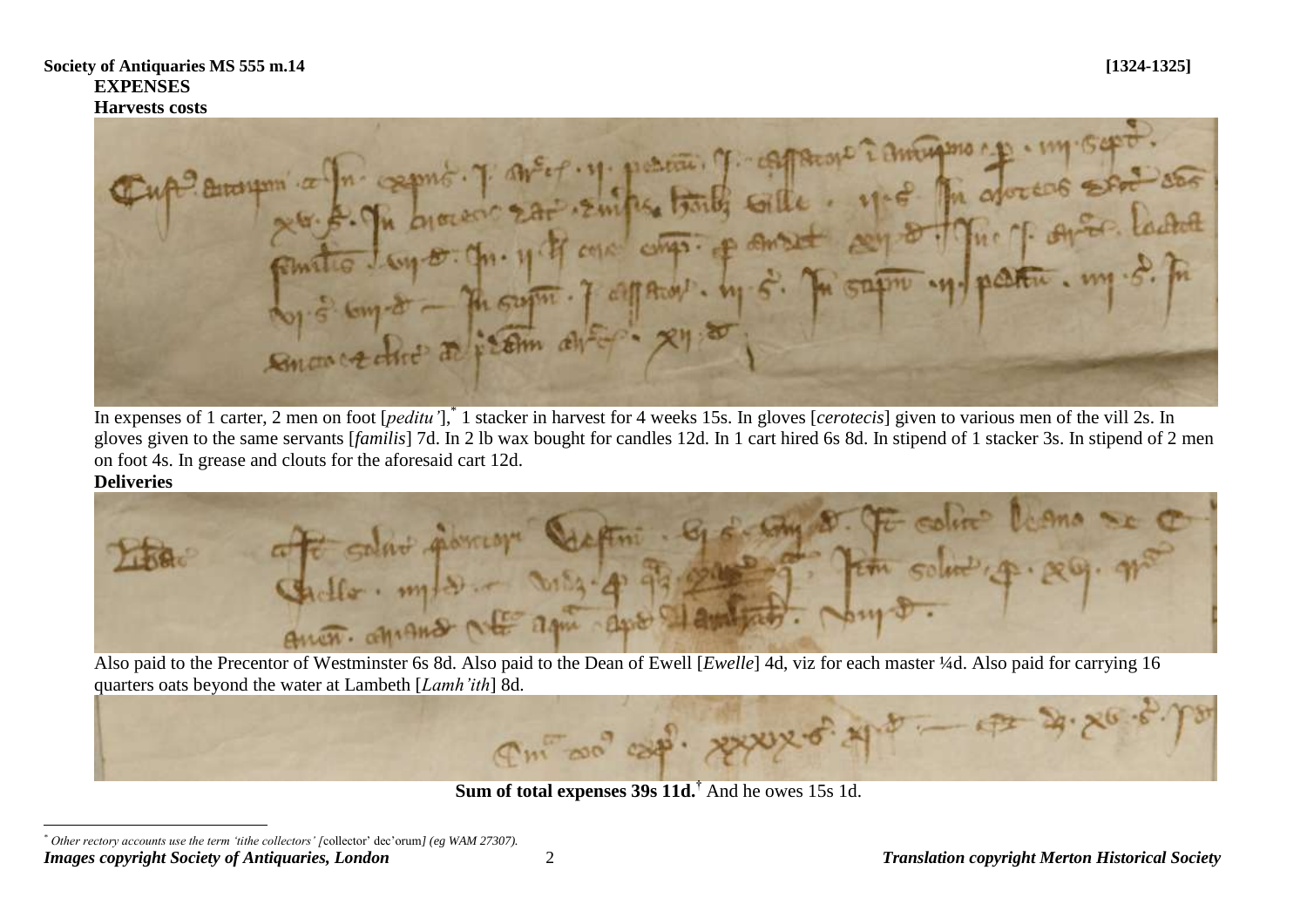**Society of Antiquaries MS 555 m.14** **[1324-1325]**

**EXPENSES**

**Harvests costs**

In expenses of 1 carter, 2 men on foot [*peditu'*],[*] 1 stacker in harvest for 4 weeks 15s. In gloves [*cerotecis*] given to various men of the vill 2s. In gloves given to the same servants [*familis*] 7d. In 2 lb wax bought for candles 12d. In 1 cart hired 6s 8d. In stipend of 1 stacker 3s. In stipend of 2 men on foot 4s. In grease and clouts for the aforesaid cart 12d.

**Deliveries**

Also paid to the Precentor of Westminster 6s 8d. Also paid to the Dean of Ewell [*Ewelle*] 4d, viz for each master ¼d. Also paid for carrying 16 quarters oats beyond the water at Lambeth [*Lamh'ith*] 8d.

**Sum of total expenses 39s 11d.**[†] And he owes 15s 1d.

[*] *Other rectory accounts use the term 'tithe collectors' [*collector' dec'orum*] (eg WAM 27307).*

***Images copyright Society of Antiquaries, London*** ***Translation copyright Merton Historical Society***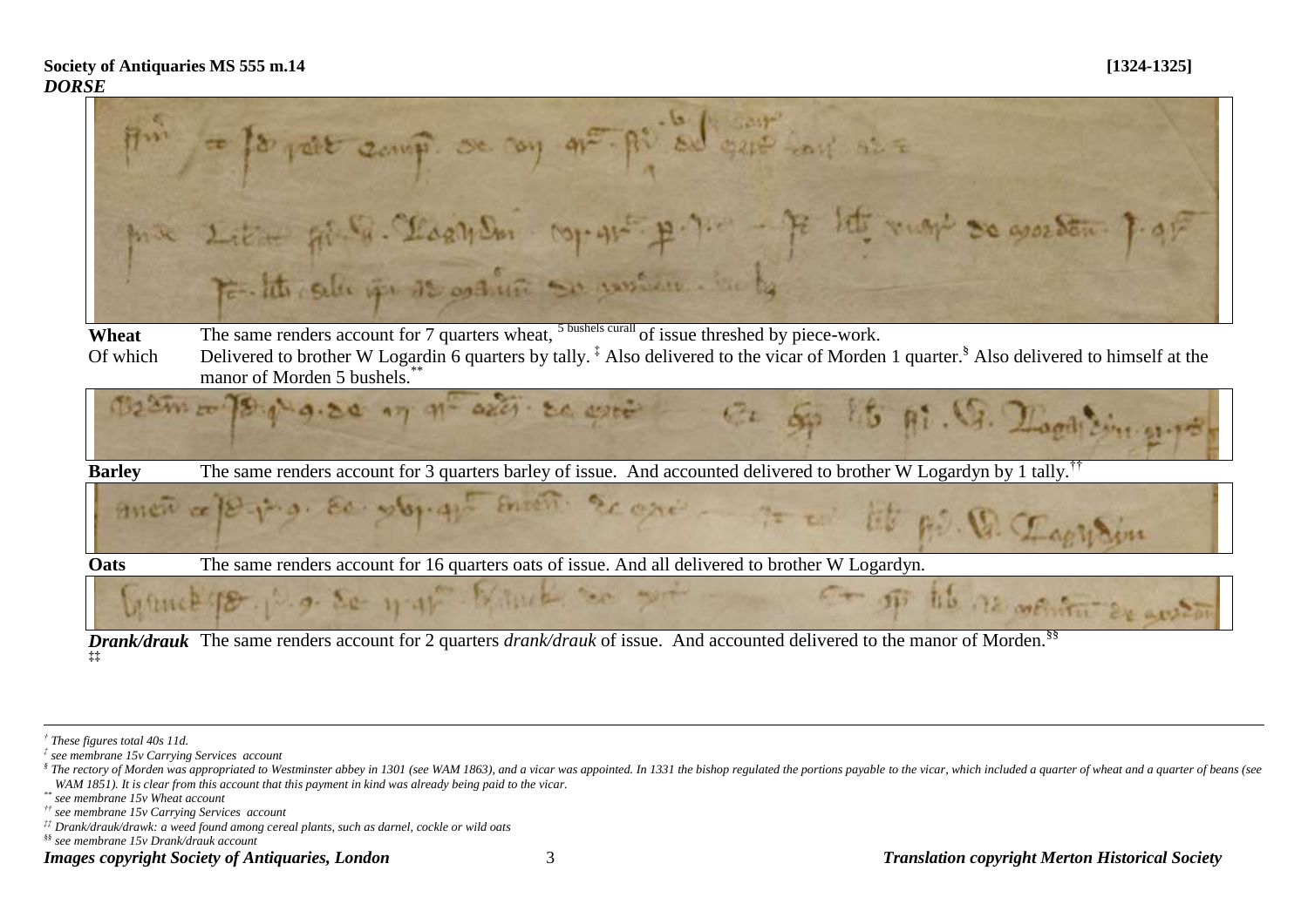**Society of Antiquaries MS 555 m.14** **[1324-1325]**

***DORSE***

**Wheat** The same renders account for 7 quarters wheat, [5 bushels curall] of issue threshed by piece-work.

Of which Delivered to brother W Logardin 6 quarters by tally.[‡] Also delivered to the vicar of Morden 1 quarter.[§] Also delivered to himself at the manor of Morden 5 bushels.[**]

**Barley** The same renders account for 3 quarters barley of issue. And accounted delivered to brother W Logardyn by 1 tally.[††]

**Oats** The same renders account for 16 quarters oats of issue. And all delivered to brother W Logardyn.

***Drank/drauk*** The same renders account for 2 quarters *drank/drauk* of issue. And accounted delivered to the manor of Morden.[§§] [‡‡]

---

[†] *These figures total 40s 11d.*

[‡] *see membrane 15v Carrying Services account*

[§] *The rectory of Morden was appropriated to Westminster abbey in 1301 (see WAM 1863), and a vicar was appointed. In 1331 the bishop regulated the portions payable to the vicar, which included a quarter of wheat and a quarter of beans (see WAM 1851). It is clear from this account that this payment in kind was already being paid to the vicar.*

[**] *see membrane 15v Wheat account*

[††] *see membrane 15v Carrying Services account*

[‡‡] *Drank/drauk/drawk: a weed found among cereal plants, such as darnel, cockle or wild oats*

[§§] *see membrane 15v Drank/drauk account*

***Images copyright Society of Antiquaries, London*** ***Translation copyright Merton Historical Society***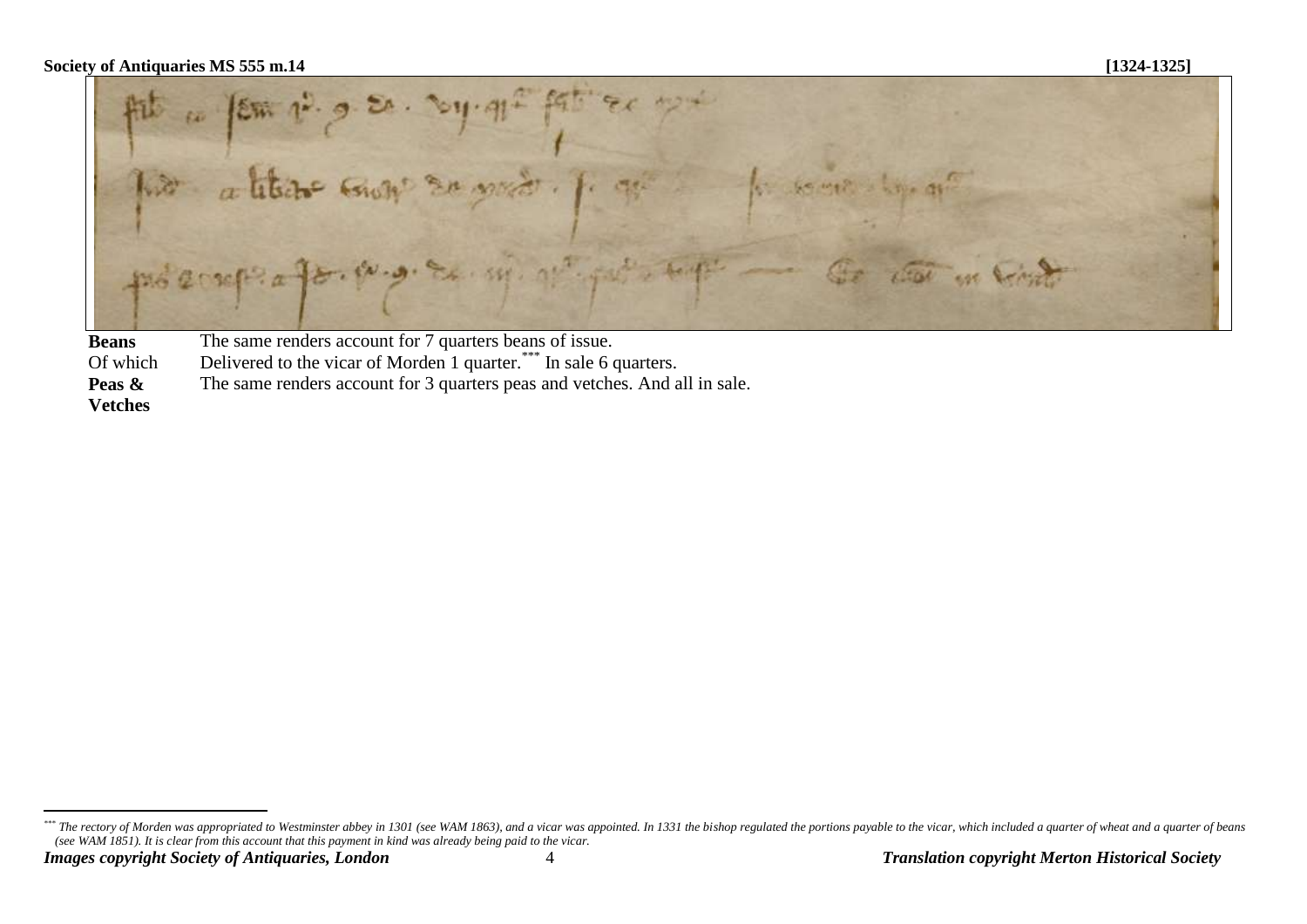| | |
|---|---|
| **Beans** | The same renders account for 7 quarters beans of issue. |
| Of which | Delivered to the vicar of Morden 1 quarter.[***] In sale 6 quarters. |
| **Peas & Vetches** | The same renders account for 3 quarters peas and vetches. And all in sale. |

[***] *The rectory of Morden was appropriated to Westminster abbey in 1301 (see WAM 1863), and a vicar was appointed. In 1331 the bishop regulated the portions payable to the vicar, which included a quarter of wheat and a quarter of beans (see WAM 1851). It is clear from this account that this payment in kind was already being paid to the vicar.*